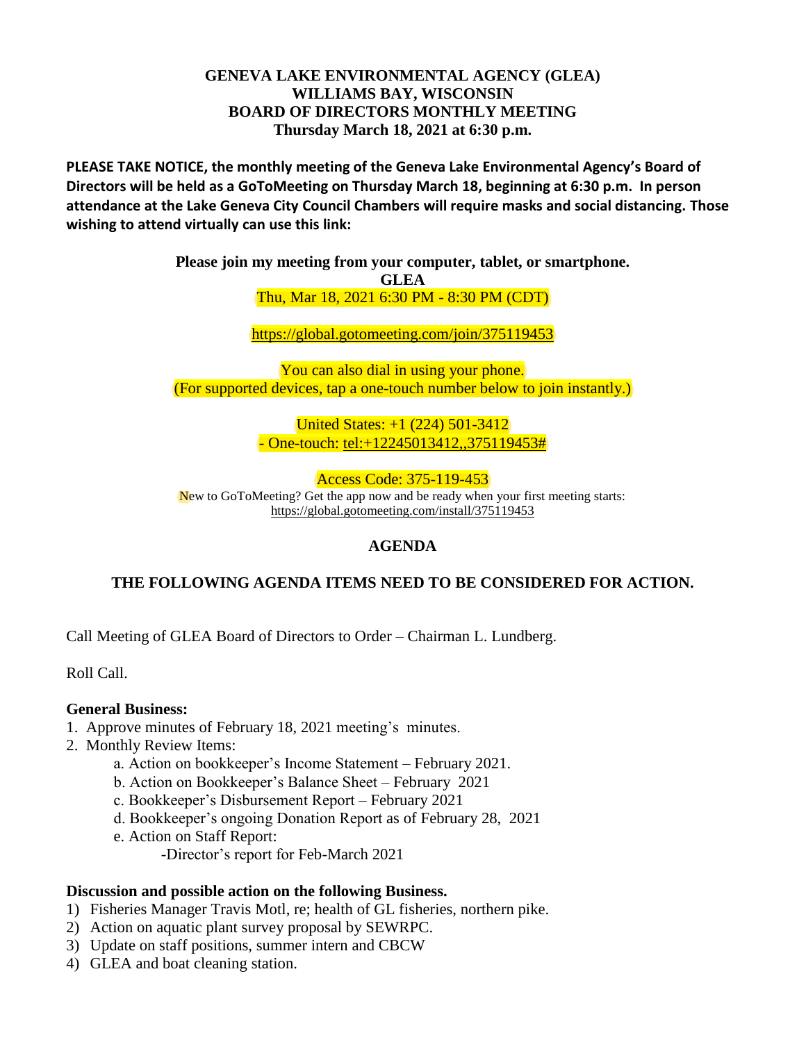**GENEVA LAKE ENVIRONMENTAL AGENCY (GLEA)**
**WILLIAMS BAY, WISCONSIN**
**BOARD OF DIRECTORS MONTHLY MEETING**
**Thursday March 18, 2021 at 6:30 p.m.**

**PLEASE TAKE NOTICE, the monthly meeting of the Geneva Lake Environmental Agency's Board of Directors will be held as a GoToMeeting on Thursday March 18, beginning at 6:30 p.m. In person attendance at the Lake Geneva City Council Chambers will require masks and social distancing. Those wishing to attend virtually can use this link:**

**Please join my meeting from your computer, tablet, or smartphone.**
**GLEA**
Thu, Mar 18, 2021 6:30 PM - 8:30 PM (CDT)

https://global.gotomeeting.com/join/375119453

You can also dial in using your phone.
(For supported devices, tap a one-touch number below to join instantly.)

United States: +1 (224) 501-3412
- One-touch: tel:+12245013412,,375119453#

Access Code: 375-119-453
New to GoToMeeting? Get the app now and be ready when your first meeting starts:
https://global.gotomeeting.com/install/375119453

## AGENDA

### THE FOLLOWING AGENDA ITEMS NEED TO BE CONSIDERED FOR ACTION.

Call Meeting of GLEA Board of Directors to Order – Chairman L. Lundberg.

Roll Call.

**General Business:**

1. Approve minutes of February 18, 2021 meeting's minutes.
2. Monthly Review Items:
   a. Action on bookkeeper's Income Statement – February 2021.
   b. Action on Bookkeeper's Balance Sheet – February 2021
   c. Bookkeeper's Disbursement Report – February 2021
   d. Bookkeeper's ongoing Donation Report as of February 28, 2021
   e. Action on Staff Report:
      -Director's report for Feb-March 2021

**Discussion and possible action on the following Business.**

1) Fisheries Manager Travis Motl, re; health of GL fisheries, northern pike.
2) Action on aquatic plant survey proposal by SEWRPC.
3) Update on staff positions, summer intern and CBCW
4) GLEA and boat cleaning station.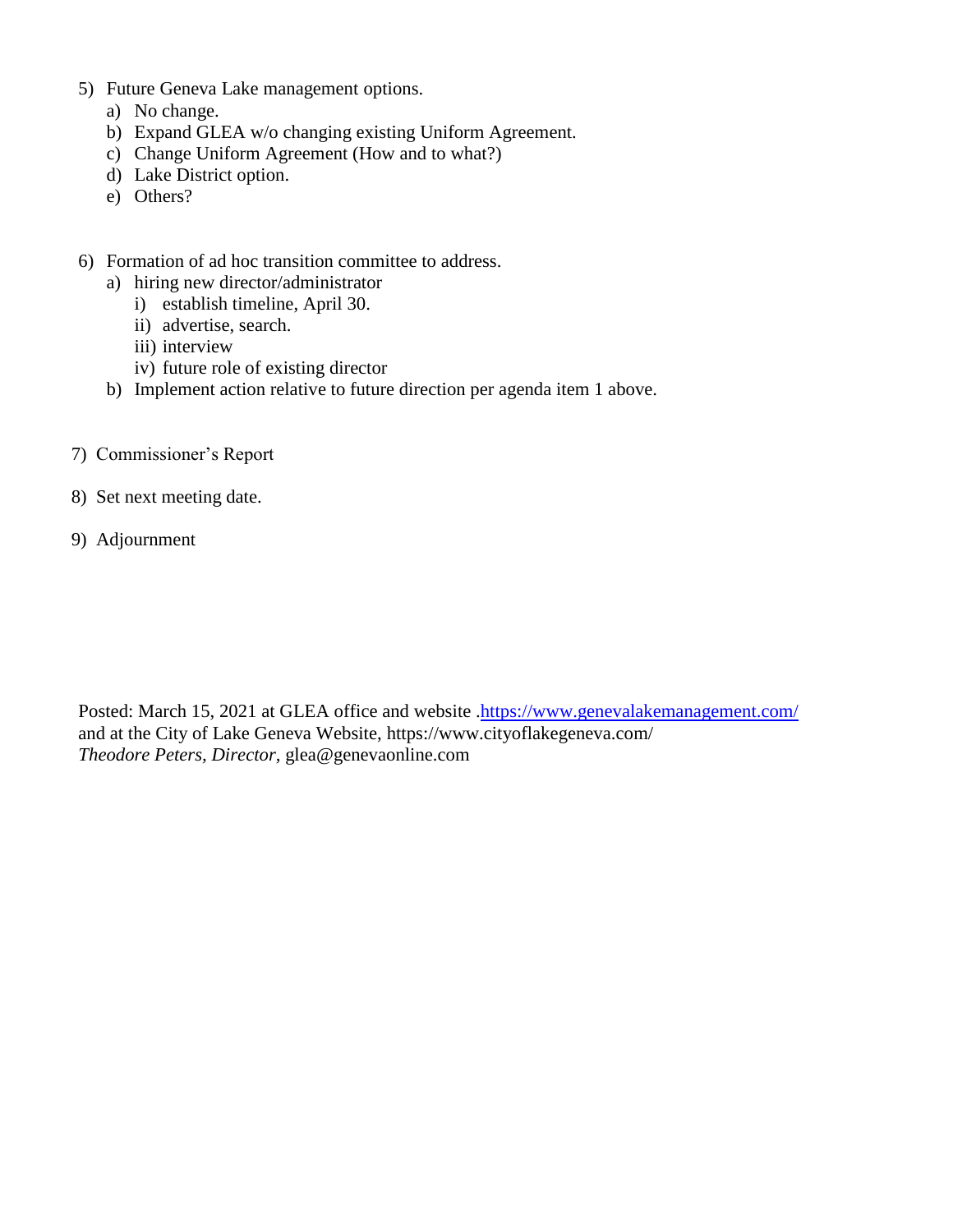5) Future Geneva Lake management options.
   a) No change.
   b) Expand GLEA w/o changing existing Uniform Agreement.
   c) Change Uniform Agreement (How and to what?)
   d) Lake District option.
   e) Others?

6) Formation of ad hoc transition committee to address.
   a) hiring new director/administrator
      i) establish timeline, April 30.
      ii) advertise, search.
      iii) interview
      iv) future role of existing director
   b) Implement action relative to future direction per agenda item 1 above.

7) Commissioner's Report

8) Set next meeting date.

9) Adjournment

Posted: March 15, 2021 at GLEA office and website .https://www.genevalakemanagement.com/
and at the City of Lake Geneva Website, https://www.cityoflakegeneva.com/
*Theodore Peters, Director*, glea@genevaonline.com